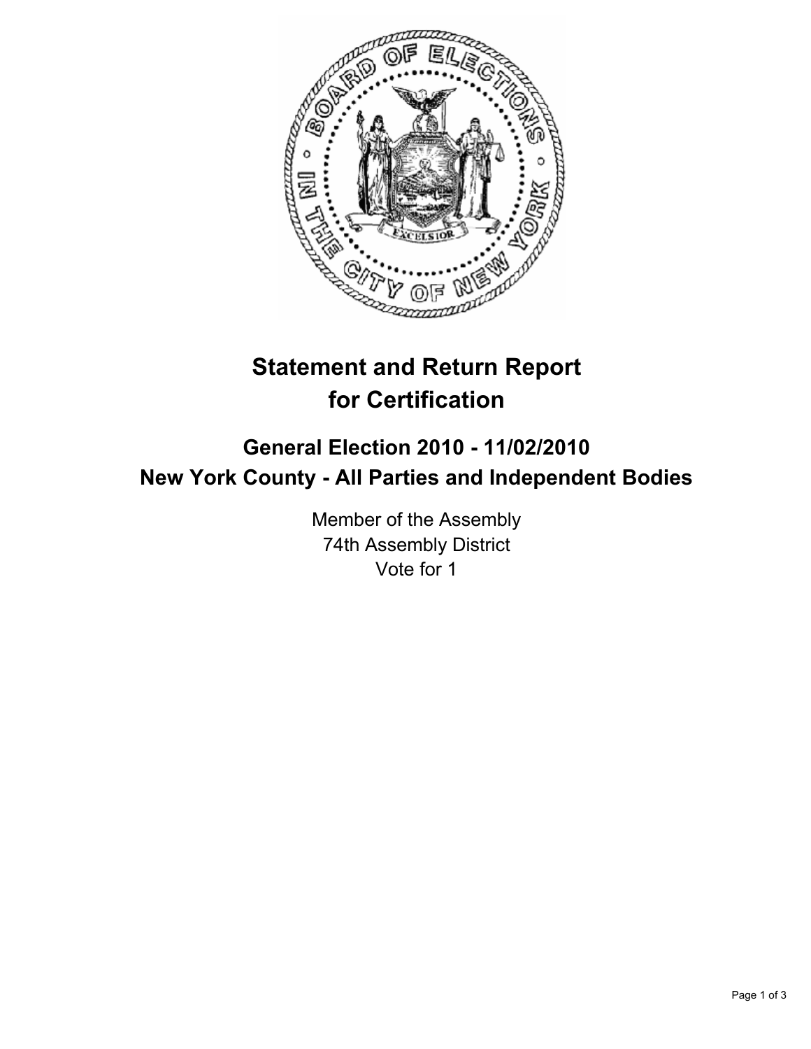# Statement and Return Report for Certification

## General Election 2010 - 11/02/2010
## New York County - All Parties and Independent Bodies

Member of the Assembly
74th Assembly District
Vote for 1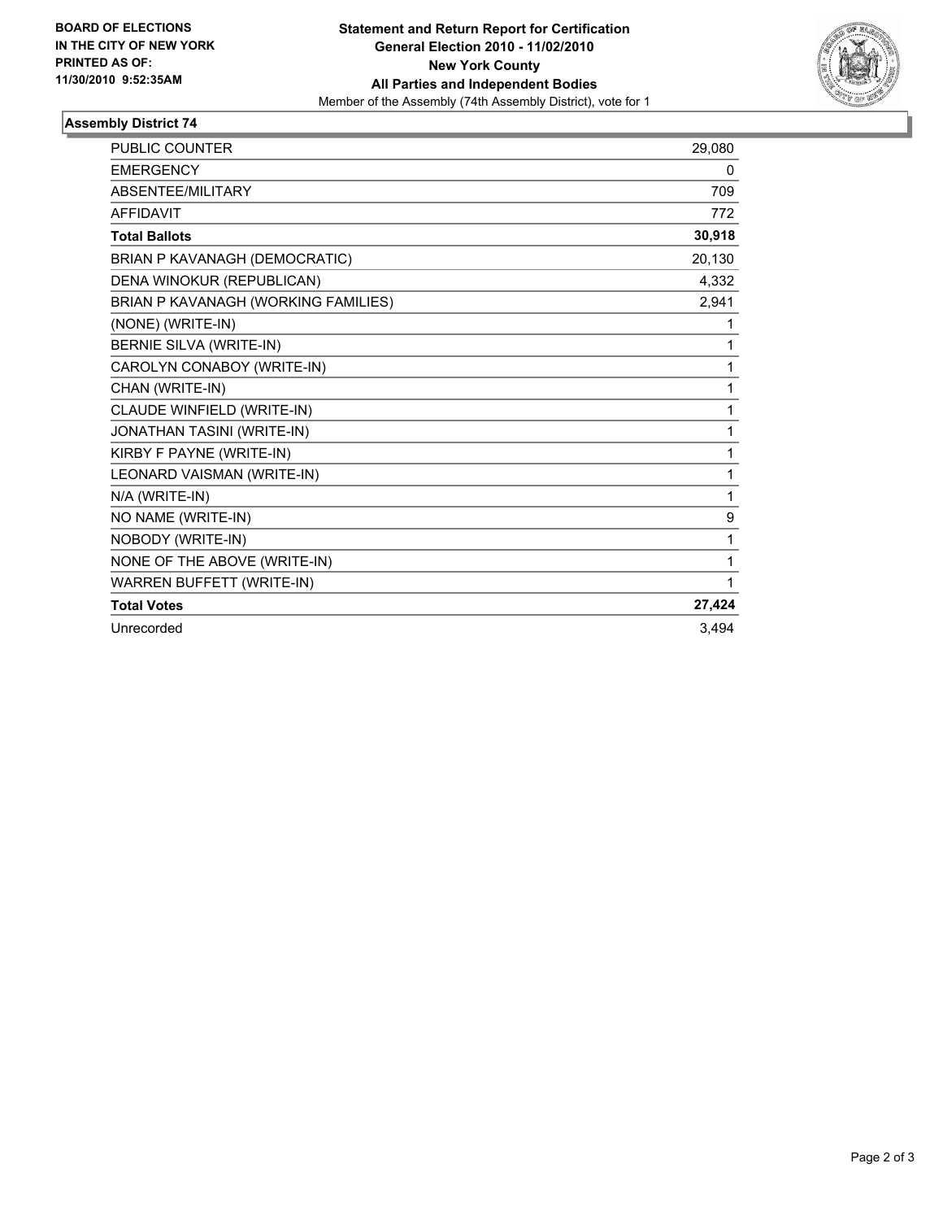**BOARD OF ELECTIONS IN THE CITY OF NEW YORK PRINTED AS OF: 11/30/2010 9:52:35AM**

**Statement and Return Report for Certification**
**General Election 2010 - 11/02/2010**
**New York County**
**All Parties and Independent Bodies**
Member of the Assembly (74th Assembly District), vote for 1

## Assembly District 74

| | |
|---|---|
| PUBLIC COUNTER | 29,080 |
| EMERGENCY | 0 |
| ABSENTEE/MILITARY | 709 |
| AFFIDAVIT | 772 |
| **Total Ballots** | **30,918** |
| BRIAN P KAVANAGH (DEMOCRATIC) | 20,130 |
| DENA WINOKUR (REPUBLICAN) | 4,332 |
| BRIAN P KAVANAGH (WORKING FAMILIES) | 2,941 |
| (NONE) (WRITE-IN) | 1 |
| BERNIE SILVA (WRITE-IN) | 1 |
| CAROLYN CONABOY (WRITE-IN) | 1 |
| CHAN (WRITE-IN) | 1 |
| CLAUDE WINFIELD (WRITE-IN) | 1 |
| JONATHAN TASINI (WRITE-IN) | 1 |
| KIRBY F PAYNE (WRITE-IN) | 1 |
| LEONARD VAISMAN (WRITE-IN) | 1 |
| N/A (WRITE-IN) | 1 |
| NO NAME (WRITE-IN) | 9 |
| NOBODY (WRITE-IN) | 1 |
| NONE OF THE ABOVE (WRITE-IN) | 1 |
| WARREN BUFFETT (WRITE-IN) | 1 |
| **Total Votes** | **27,424** |
| Unrecorded | 3,494 |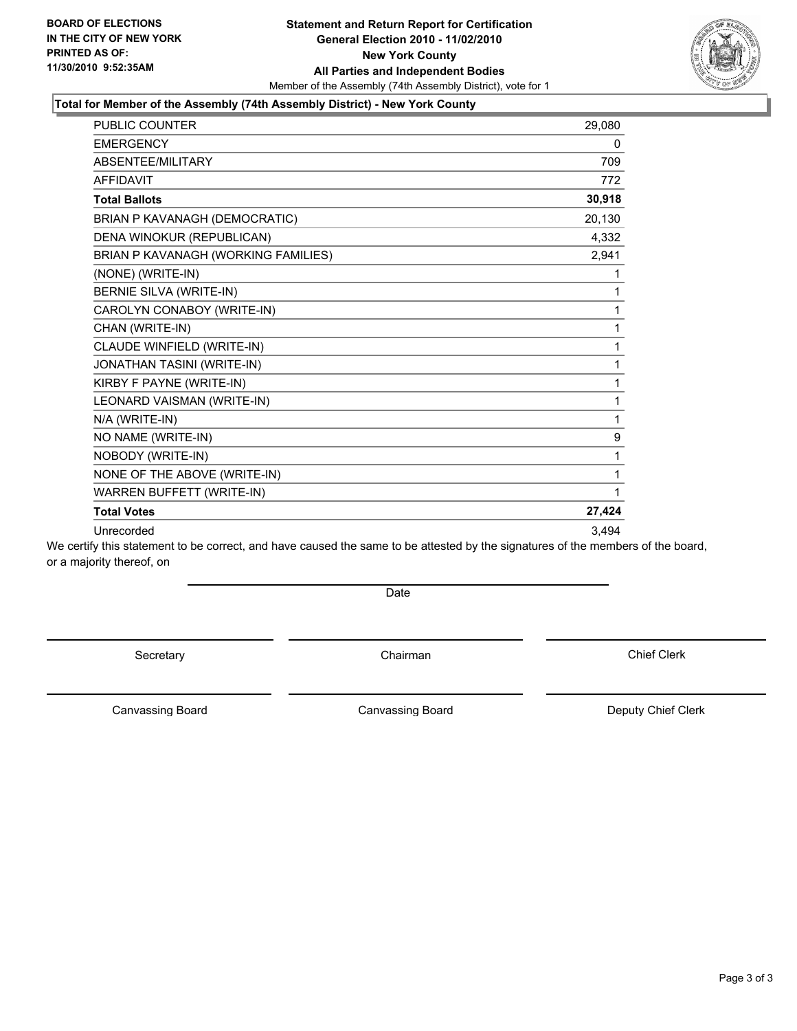**BOARD OF ELECTIONS**
**IN THE CITY OF NEW YORK**
**PRINTED AS OF:**
**11/30/2010 9:52:35AM**

**Statement and Return Report for Certification**
**General Election 2010 - 11/02/2010**
**New York County**
**All Parties and Independent Bodies**
Member of the Assembly (74th Assembly District), vote for 1

**Total for Member of the Assembly (74th Assembly District) - New York County**

| | |
|---|---|
| PUBLIC COUNTER | 29,080 |
| EMERGENCY | 0 |
| ABSENTEE/MILITARY | 709 |
| AFFIDAVIT | 772 |
| **Total Ballots** | **30,918** |
| BRIAN P KAVANAGH (DEMOCRATIC) | 20,130 |
| DENA WINOKUR (REPUBLICAN) | 4,332 |
| BRIAN P KAVANAGH (WORKING FAMILIES) | 2,941 |
| (NONE) (WRITE-IN) | 1 |
| BERNIE SILVA (WRITE-IN) | 1 |
| CAROLYN CONABOY (WRITE-IN) | 1 |
| CHAN (WRITE-IN) | 1 |
| CLAUDE WINFIELD (WRITE-IN) | 1 |
| JONATHAN TASINI (WRITE-IN) | 1 |
| KIRBY F PAYNE (WRITE-IN) | 1 |
| LEONARD VAISMAN (WRITE-IN) | 1 |
| N/A (WRITE-IN) | 1 |
| NO NAME (WRITE-IN) | 9 |
| NOBODY (WRITE-IN) | 1 |
| NONE OF THE ABOVE (WRITE-IN) | 1 |
| WARREN BUFFETT (WRITE-IN) | 1 |
| **Total Votes** | **27,424** |
| Unrecorded | 3,494 |

We certify this statement to be correct, and have caused the same to be attested by the signatures of the members of the board, or a majority thereof, on

Date

Secretary

Chairman

Chief Clerk

Canvassing Board

Canvassing Board

Deputy Chief Clerk